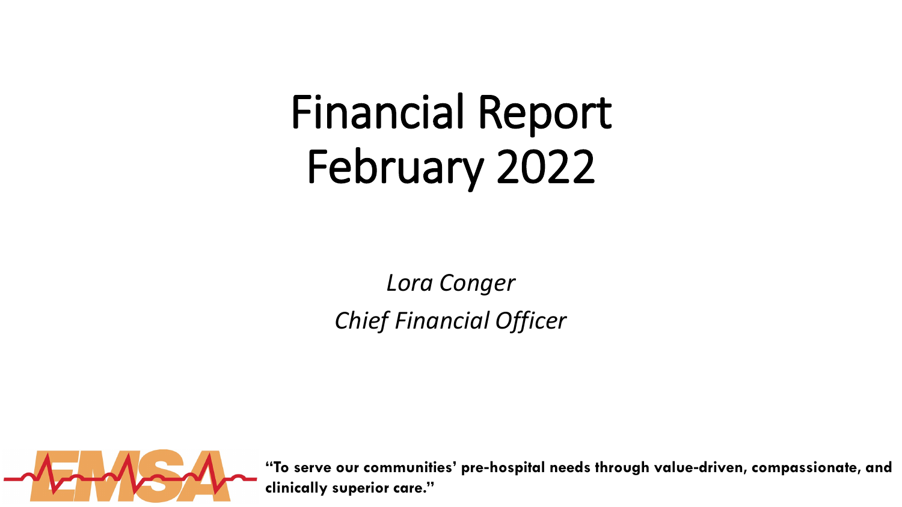# Financial Report
# February 2022

*Lora Conger*

*Chief Financial Officer*

EMSA

**"To serve our communities' pre-hospital needs through value-driven, compassionate, and clinically superior care."**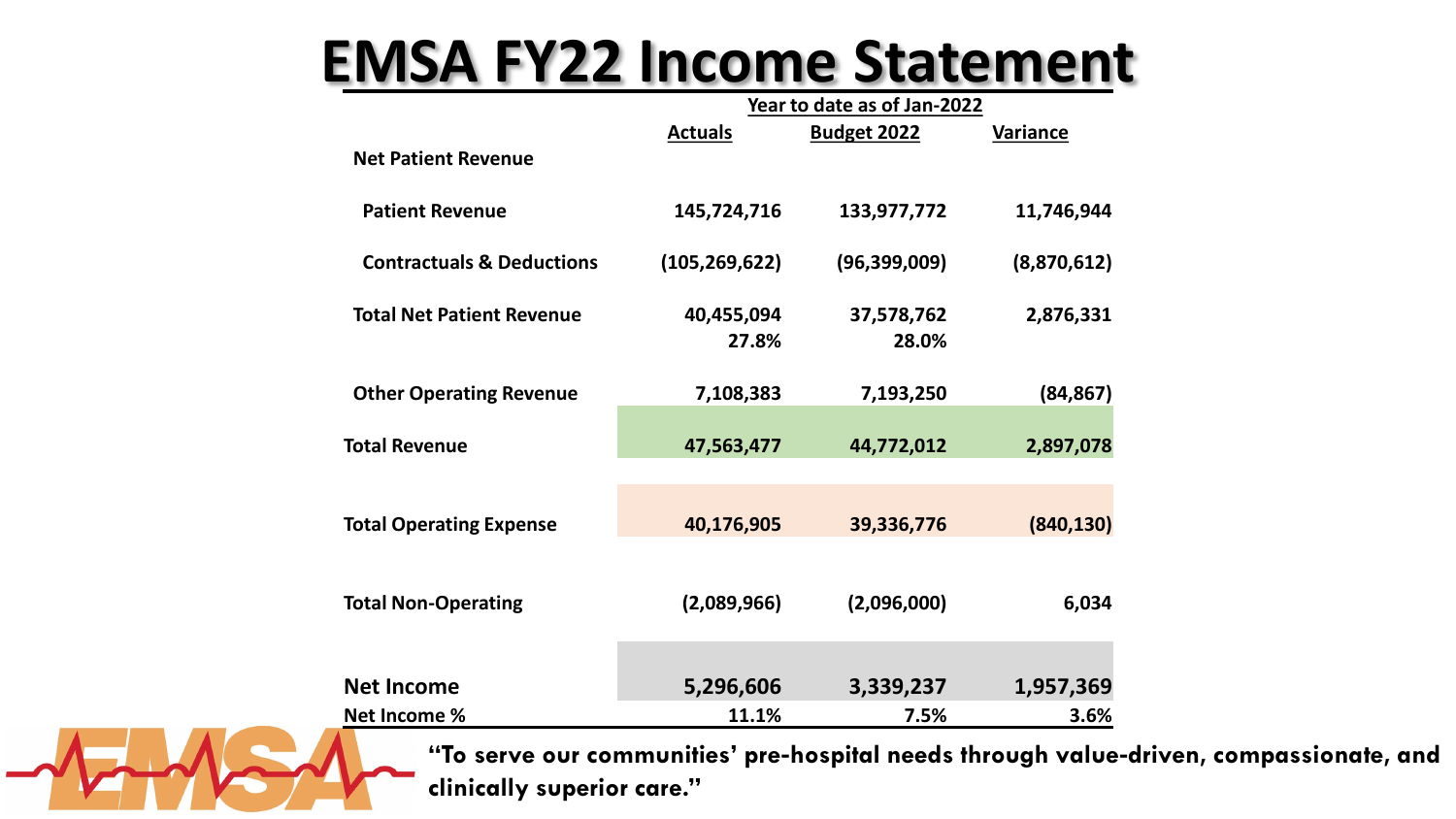# EMSA FY22 Income Statement

| | Year to date as of Jan-2022 | | |
|---|---|---|---|
| | **Actuals** | **Budget 2022** | **Variance** |
| **Net Patient Revenue** | | | |
| **Patient Revenue** | 145,724,716 | 133,977,772 | 11,746,944 |
| **Contractuals & Deductions** | (105,269,622) | (96,399,009) | (8,870,612) |
| **Total Net Patient Revenue** | 40,455,094 | 37,578,762 | 2,876,331 |
| | 27.8% | 28.0% | |
| **Other Operating Revenue** | 7,108,383 | 7,193,250 | (84,867) |
| **Total Revenue** | 47,563,477 | 44,772,012 | 2,897,078 |
| **Total Operating Expense** | 40,176,905 | 39,336,776 | (840,130) |
| **Total Non-Operating** | (2,089,966) | (2,096,000) | 6,034 |
| **Net Income** | 5,296,606 | 3,339,237 | 1,957,369 |
| **Net Income %** | 11.1% | 7.5% | 3.6% |

**"To serve our communities' pre-hospital needs through value-driven, compassionate, and clinically superior care."**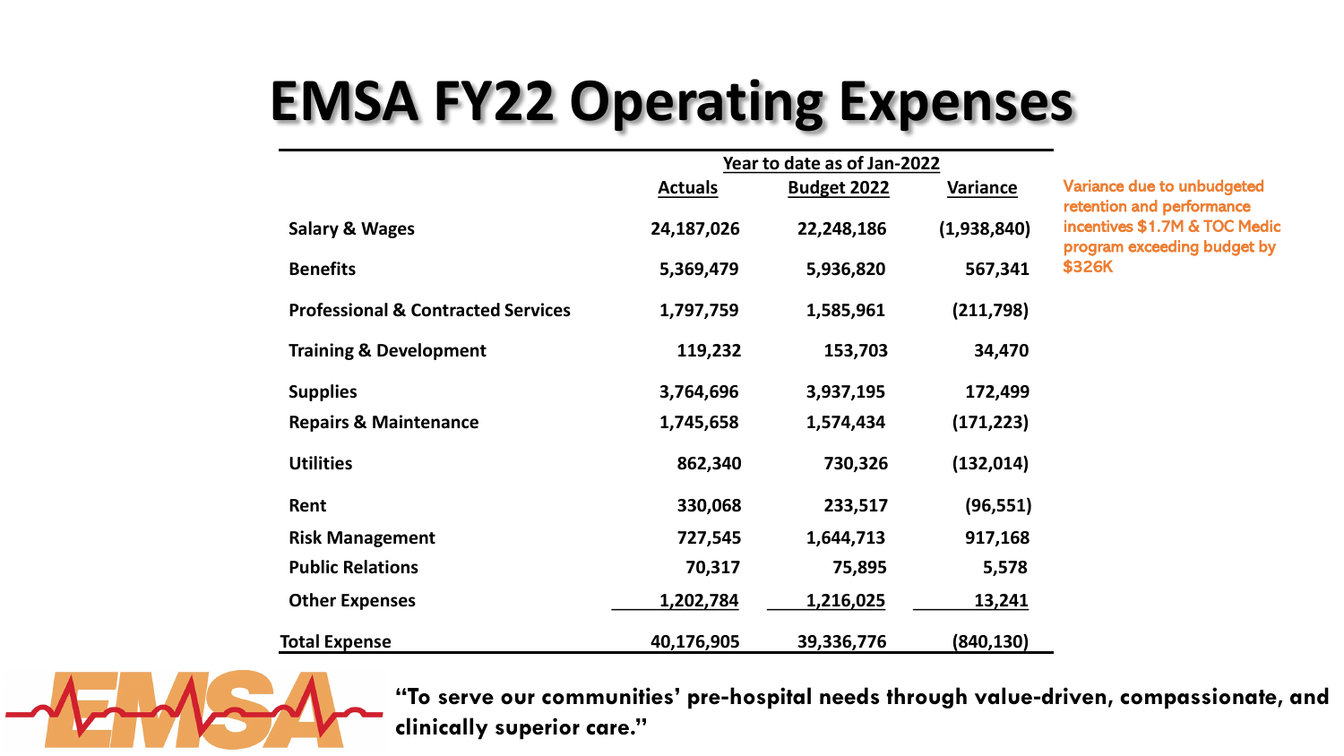# EMSA FY22 Operating Expenses

| | Year to date as of Jan-2022 | | |
|---|---|---|---|
| | **Actuals** | **Budget 2022** | **Variance** |
| **Salary & Wages** | 24,187,026 | 22,248,186 | (1,938,840) |
| **Benefits** | 5,369,479 | 5,936,820 | 567,341 |
| **Professional & Contracted Services** | 1,797,759 | 1,585,961 | (211,798) |
| **Training & Development** | 119,232 | 153,703 | 34,470 |
| **Supplies** | 3,764,696 | 3,937,195 | 172,499 |
| **Repairs & Maintenance** | 1,745,658 | 1,574,434 | (171,223) |
| **Utilities** | 862,340 | 730,326 | (132,014) |
| **Rent** | 330,068 | 233,517 | (96,551) |
| **Risk Management** | 727,545 | 1,644,713 | 917,168 |
| **Public Relations** | 70,317 | 75,895 | 5,578 |
| **Other Expenses** | 1,202,784 | 1,216,025 | 13,241 |
| **Total Expense** | 40,176,905 | 39,336,776 | (840,130) |

Variance due to unbudgeted retention and performance incentives $1.7M & TOC Medic program exceeding budget by $326K

**"To serve our communities' pre-hospital needs through value-driven, compassionate, and clinically superior care."**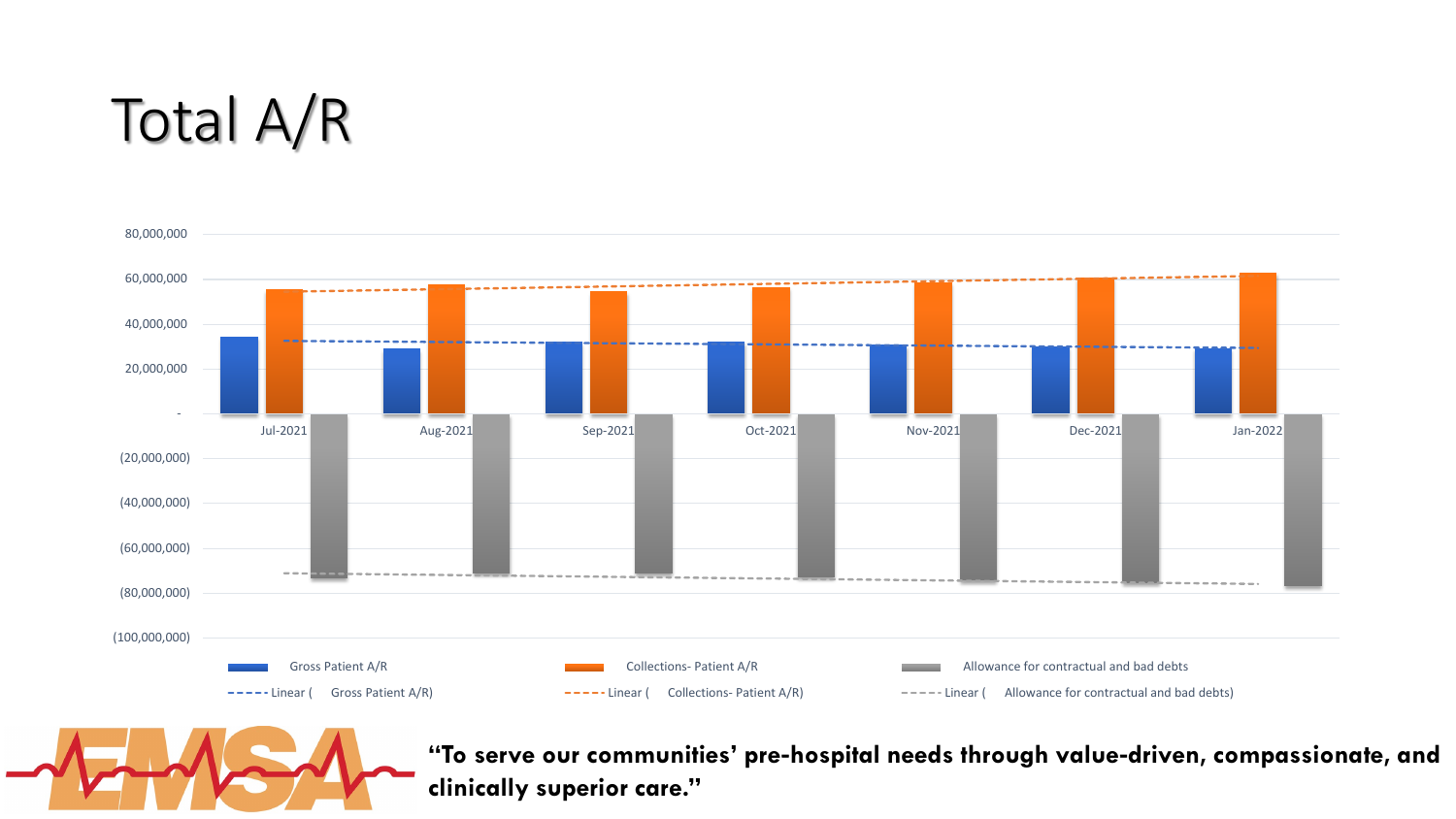# Total A/R

80,000,000
60,000,000
40,000,000
20,000,000
-
(20,000,000)
(40,000,000)
(60,000,000)
(80,000,000)
(100,000,000)

Jul-2021
Aug-2021
Sep-2021
Oct-2021
Nov-2021
Dec-2021
Jan-2022

Gross Patient A/R
Collections- Patient A/R
Allowance for contractual and bad debts
Linear ( Gross Patient A/R)
Linear ( Collections- Patient A/R)
Linear ( Allowance for contractual and bad debts)

EMSA

**"To serve our communities' pre-hospital needs through value-driven, compassionate, and clinically superior care."**